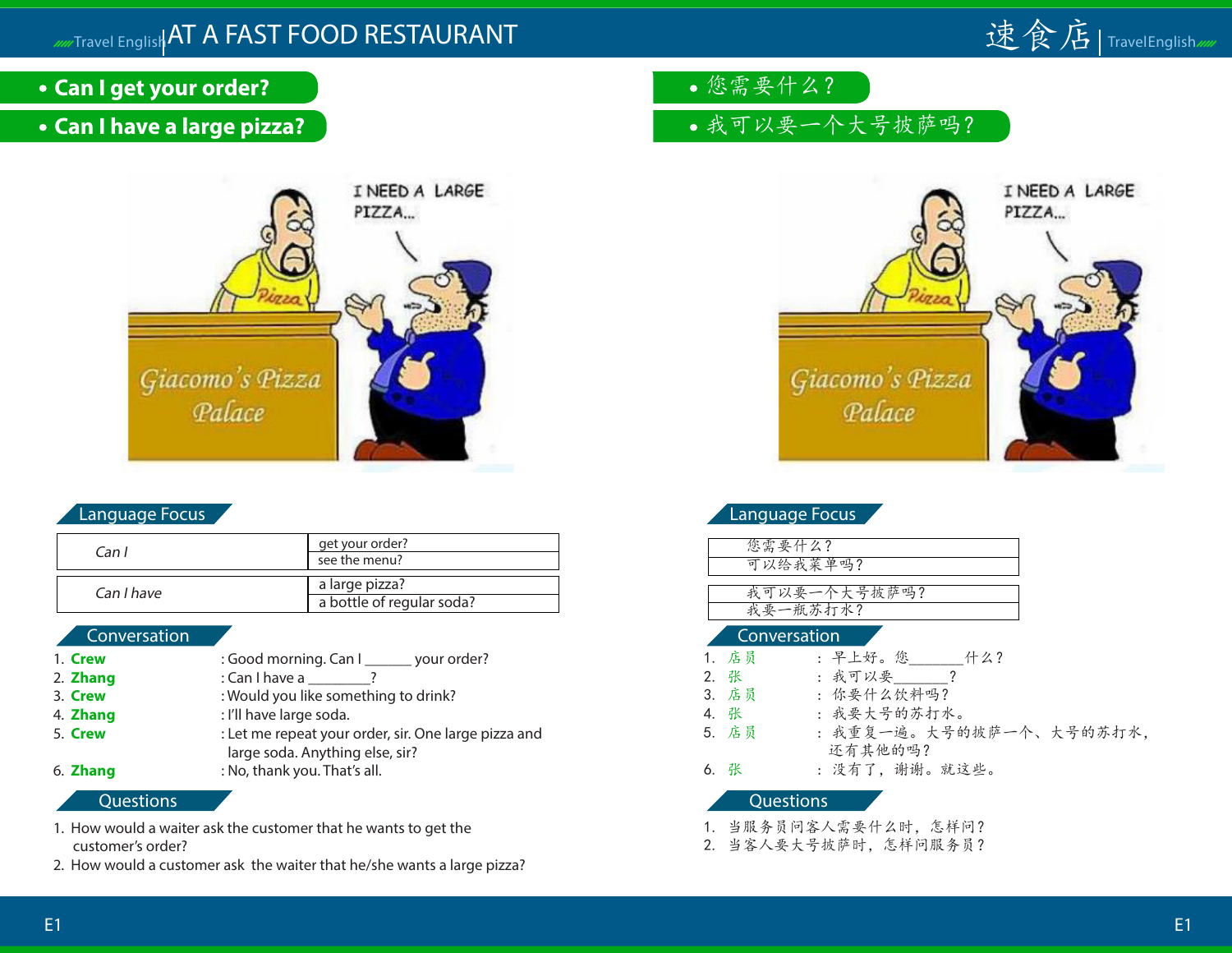# AT A FAST FOOD RESTAURANT

- **Can I get your order?**
- **Can I have a large pizza?**

## Language Focus

| *Can I* | get your order? |
|---|---|
| | see the menu? |

| *Can I have* | a large pizza? |
|---|---|
| | a bottle of regular soda? |

## Conversation

1. **Crew** : Good morning. Can I ______ your order?
2. **Zhang** : Can I have a ________?
3. **Crew** : Would you like something to drink?
4. **Zhang** : I'll have large soda.
5. **Crew** : Let me repeat your order, sir. One large pizza and large soda. Anything else, sir?
6. **Zhang** : No, thank you. That's all.

## Questions

1. How would a waiter ask the customer that he wants to get the customer's order?
2. How would a customer ask the waiter that he/she wants a large pizza?

# 速食店

- 您需要什么？
- 我可以要一个大号披萨吗？

## Language Focus

| 您需要什么？ |
|---|
| 可以给我菜单吗？ |

| 我可以要一个大号披萨吗？ |
|---|
| 我要一瓶苏打水？ |

## Conversation

1. 店员 ： 早上好。您_______什么？
2. 张 ： 我可以要_______？
3. 店员 ： 你要什么饮料吗？
4. 张 ： 我要大号的苏打水。
5. 店员 ： 我重复一遍。大号的披萨一个、大号的苏打水，还有其他的吗？
6. 张 ： 没有了，谢谢。就这些。

## Questions

1. 当服务员问客人需要什么时，怎样问？
2. 当客人要大号披萨时，怎样问服务员？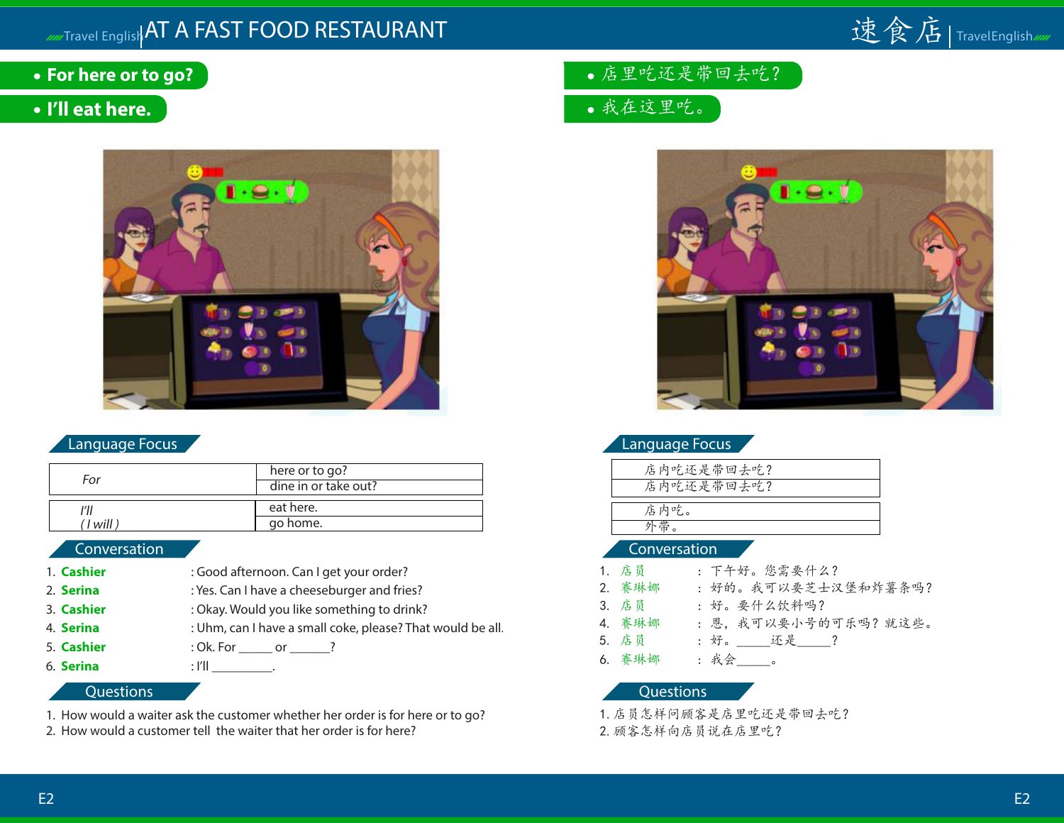# AT A FAST FOOD RESTAURANT

- **For here or to go?**
- **I'll eat here.**

## Language Focus

| For | here or to go? |
|---|---|
| | dine in or take out? |

| *I'll* *( I will )* | eat here. |
|---|---|
| | go home. |

## Conversation

1. **Cashier** : Good afternoon. Can I get your order?
2. **Serina** : Yes. Can I have a cheeseburger and fries?
3. **Cashier** : Okay. Would you like something to drink?
4. **Serina** : Uhm, can I have a small coke, please? That would be all.
5. **Cashier** : Ok. For _____ or ______?
6. **Serina** : I'll _________.

## Questions

1. How would a waiter ask the customer whether her order is for here or to go?
2. How would a customer tell the waiter that her order is for here?

# 速食店

- 店里吃还是带回去吃？
- 我在这里吃。

## Language Focus

| 店内吃还是带回去吃？ |
|---|
| 店内吃还是带回去吃？ |

| 店内吃。 |
|---|
| 外带。 |

## Conversation

1. 店员 ： 下午好。您需要什么？
2. 赛琳娜 ： 好的。我可以要芝士汉堡和炸薯条吗？
3. 店员 ： 好。要什么饮料吗？
4. 赛琳娜 ： 恩，我可以要小号的可乐吗？就这些。
5. 店员 ： 好。_____还是_____？
6. 赛琳娜 ： 我会_____。

## Questions

1. 店员怎样问顾客是店里吃还是带回去吃？
2. 顾客怎样向店员说在店里吃？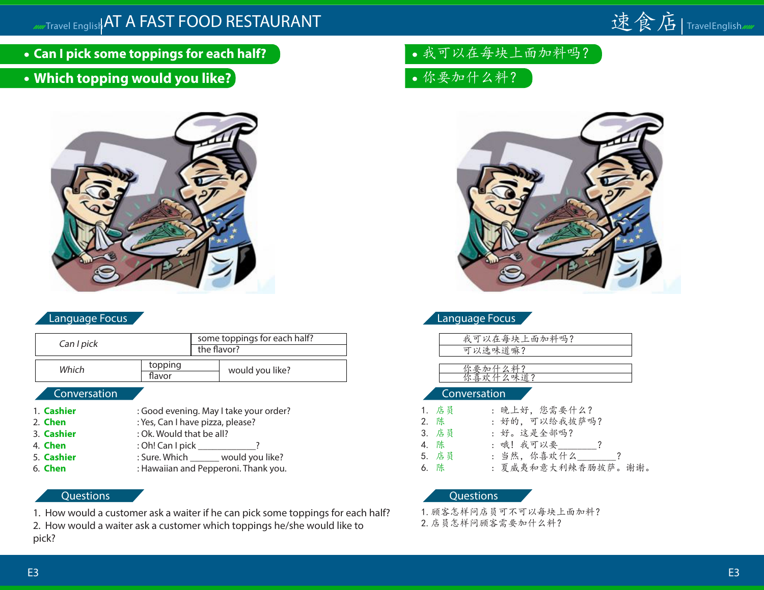# AT A FAST FOOD RESTAURANT

# 速食店

- **Can I pick some toppings for each half?**
- **Which topping would you like?**

## Language Focus

| *Can I pick* | some toppings for each half? |
|---|---|
| | the flavor? |

| *Which* | topping | would you like? |
|---|---|---|
| | flavor | |

## Conversation

1. **Cashier** : Good evening. May I take your order?
2. **Chen** : Yes, Can I have pizza, please?
3. **Cashier** : Ok. Would that be all?
4. **Chen** : Oh! Can I pick ___________?
5. **Cashier** : Sure. Which ______ would you like?
6. **Chen** : Hawaiian and Pepperoni. Thank you.

## Questions

1. How would a customer ask a waiter if he can pick some toppings for each half?
2. How would a waiter ask a customer which toppings he/she would like to pick?

---

- 我可以在每块上面加料吗？
- 你要加什么料？

## Language Focus

| 我可以在每块上面加料吗？ |
|---|
| 可以选味道嘛？ |

| 你要加什么料？ |
|---|
| 你喜欢什么味道？ |

## Conversation

1. 店员 ： 晚上好，您需要什么？
2. 陈 ： 好的，可以给我披萨吗？
3. 店员 ： 好。这是全部吗？
4. 陈 ： 哦！我可以要________？
5. 店员 ： 当然，你喜欢什么________？
6. 陈 ： 夏威夷和意大利辣香肠披萨。谢谢。

## Questions

1. 顾客怎样问店员可不可以每块上面加料？
2. 店员怎样问顾客需要加什么料？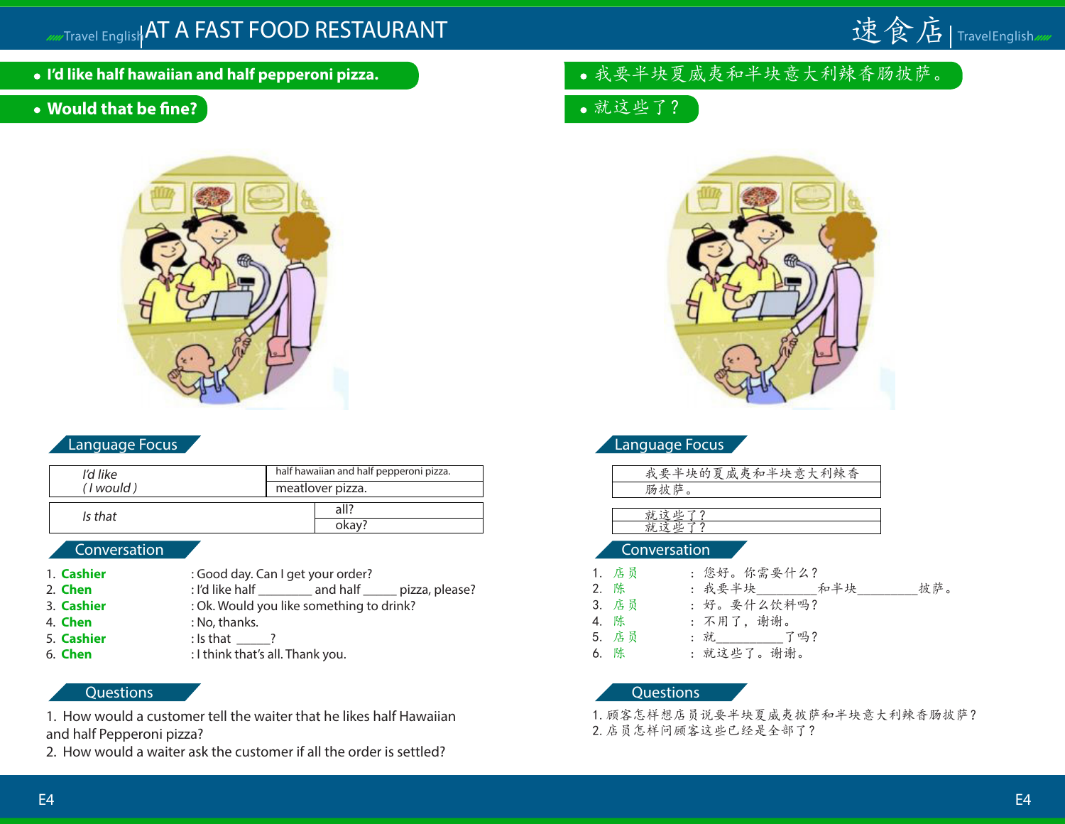# AT A FAST FOOD RESTAURANT

- **I'd like half hawaiian and half pepperoni pizza.**
- **Would that be fine?**

## Language Focus

| *I'd like (I would)* | half hawaiian and half pepperoni pizza. |
|---|---|
| | meatlover pizza. |

| *Is that* | all? |
|---|---|
| | okay? |

## Conversation

1. **Cashier** : Good day. Can I get your order?
2. **Chen** : I'd like half ________ and half _____ pizza, please?
3. **Cashier** : Ok. Would you like something to drink?
4. **Chen** : No, thanks.
5. **Cashier** : Is that _____?
6. **Chen** : I think that's all. Thank you.

## Questions

1. How would a customer tell the waiter that he likes half Hawaiian and half Pepperoni pizza?
2. How would a waiter ask the customer if all the order is settled?

# 速食店

- 我要半块夏威夷和半块意大利辣香肠披萨。
- 就这些了？

## Language Focus

| 我要半块的夏威夷和半块意大利辣香肠披萨。 |
|---|

| 就这些了？ |
|---|
| 就这些了？ |

## Conversation

1. 店员 ： 您好。你需要什么？
2. 陈 ： 我要半块_________和半块_________披萨。
3. 店员 ： 好。要什么饮料吗？
4. 陈 ： 不用了，谢谢。
5. 店员 ： 就__________了吗？
6. 陈 ： 就这些了。谢谢。

## Questions

1. 顾客怎样想店员说要半块夏威夷披萨和半块意大利辣香肠披萨？
2. 店员怎样问顾客这些已经是全部了？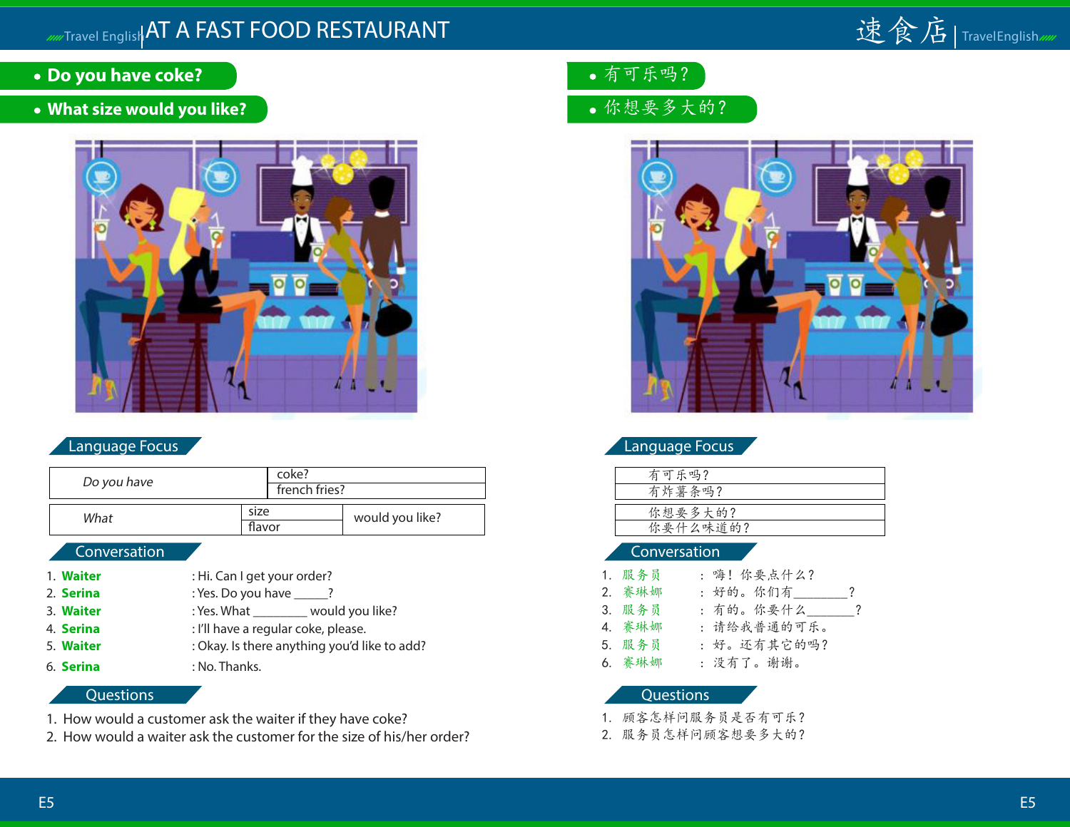# AT A FAST FOOD RESTAURANT

- **Do you have coke?**
- **What size would you like?**

## Language Focus

| *Do you have* | coke? |
|---|---|
| | french fries? |

| *What* | size | would you like? |
|---|---|---|
| | flavor | |

## Conversation

1. **Waiter** : Hi. Can I get your order?
2. **Serina** : Yes. Do you have _____?
3. **Waiter** : Yes. What ________ would you like?
4. **Serina** : I'll have a regular coke, please.
5. **Waiter** : Okay. Is there anything you'd like to add?
6. **Serina** : No. Thanks.

## Questions

1. How would a customer ask the waiter if they have coke?
2. How would a waiter ask the customer for the size of his/her order?

# 速食店

- 有可乐吗？
- 你想要多大的？

## Language Focus

| 有可乐吗？ |
|---|
| 有炸薯条吗？ |

| 你想要多大的？ |
|---|
| 你要什么味道的？ |

## Conversation

1. 服务员 ： 嗨！你要点什么？
2. 赛琳娜 ： 好的。你们有________？
3. 服务员 ： 有的。你要什么_______？
4. 赛琳娜 ： 请给我普通的可乐。
5. 服务员 ： 好。还有其它的吗？
6. 赛琳娜 ： 没有了。谢谢。

## Questions

1. 顾客怎样问服务员是否有可乐？
2. 服务员怎样问顾客想要多大的？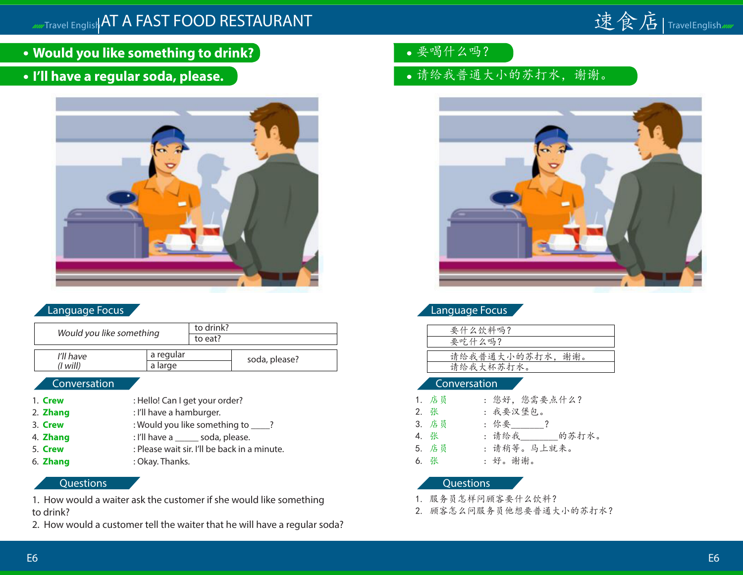# AT A FAST FOOD RESTAURANT

# 速食店

- **Would you like something to drink?**
- **I'll have a regular soda, please.**

- 要喝什么吗？
- 请给我普通大小的苏打水，谢谢。

## Language Focus

| *Would you like something* | to drink? |
|---|---|
| | to eat? |

| *I'll have* / *(I will)* | a regular | soda, please? |
|---|---|---|
| | a large | |

## Conversation

1. **Crew** : Hello! Can I get your order?
2. **Zhang** : I'll have a hamburger.
3. **Crew** : Would you like something to ____?
4. **Zhang** : I'll have a _____ soda, please.
5. **Crew** : Please wait sir. I'll be back in a minute.
6. **Zhang** : Okay. Thanks.

## Questions

1. How would a waiter ask the customer if she would like something to drink?
2. How would a customer tell the waiter that he will have a regular soda?

## Language Focus

| 要什么饮料吗？ |
|---|
| 要吃什么吗？ |

| 请给我普通大小的苏打水，谢谢。 |
|---|
| 请给我大杯苏打水。 |

## Conversation

1. 店员 ： 您好，您需要点什么？
2. 张 ： 我要汉堡包。
3. 店员 ： 你要_______？
4. 张 ： 请给我________的苏打水。
5. 店员 ： 请稍等。马上就来。
6. 张 ： 好。谢谢。

## Questions

1. 服务员怎样问顾客要什么饮料？
2. 顾客怎么问服务员他想要普通大小的苏打水？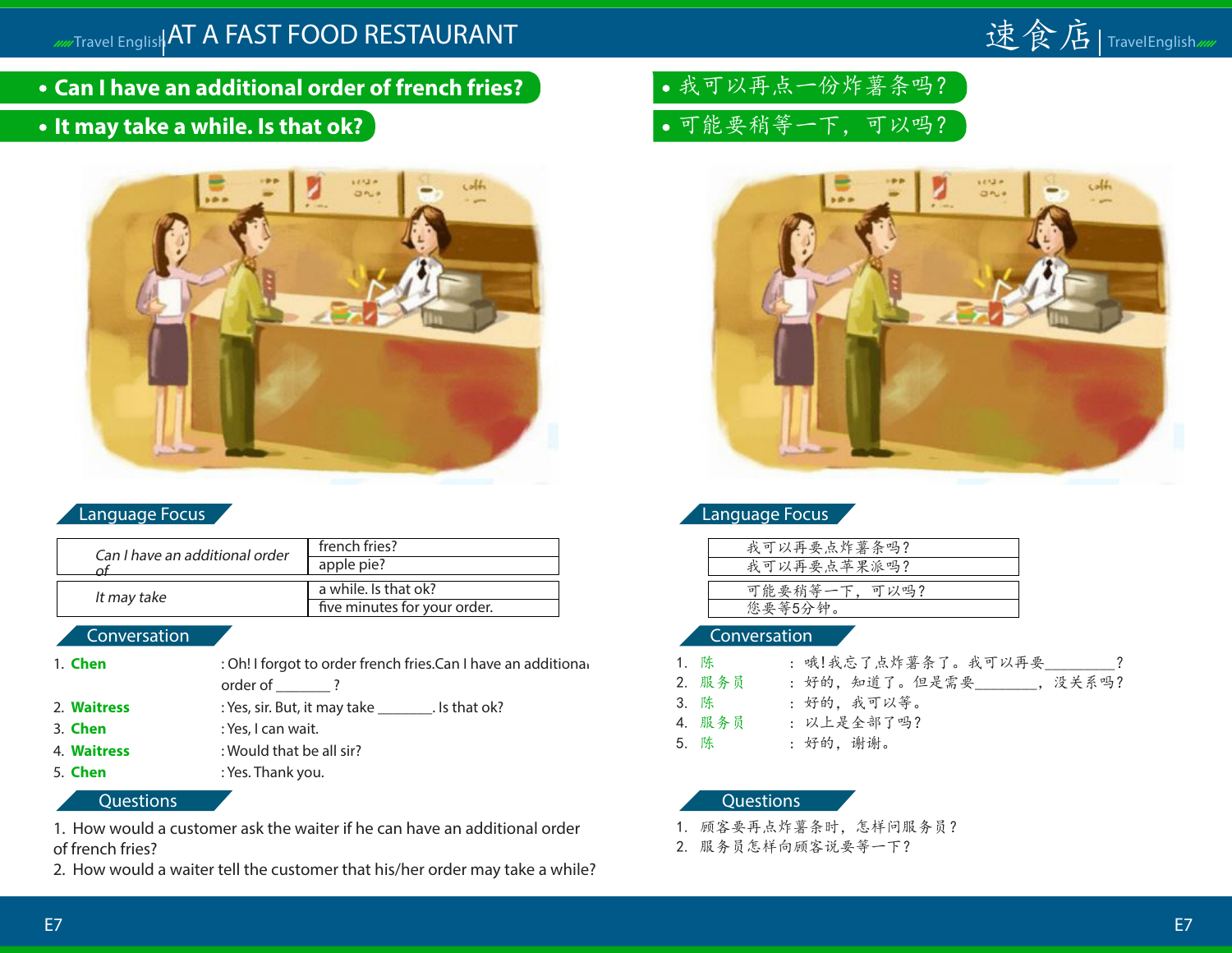# AT A FAST FOOD RESTAURANT

# 速食店

- **Can I have an additional order of french fries?**
- **It may take a while. Is that ok?**

- 我可以再点一份炸薯条吗？
- 可能要稍等一下，可以吗？

## Language Focus

| | |
|---|---|
| *Can I have an additional order of* | french fries? |
| | apple pie? |
| *It may take* | a while. Is that ok? |
| | five minutes for your order. |

## Conversation

1. **Chen** : Oh! I forgot to order french fries.Can I have an additional order of _______ ?
2. **Waitress** : Yes, sir. But, it may take _______. Is that ok?
3. **Chen** : Yes, I can wait.
4. **Waitress** : Would that be all sir?
5. **Chen** : Yes. Thank you.

## Questions

1. How would a customer ask the waiter if he can have an additional order of french fries?
2. How would a waiter tell the customer that his/her order may take a while?

## Language Focus

| |
|---|
| 我可以再要点炸薯条吗？ |
| 我可以再要点苹果派吗？ |
| 可能要稍等一下，可以吗？ |
| 您要等5分钟。 |

## Conversation

1. 陈 ： 哦！我忘了点炸薯条了。我可以再要_________？
2. 服务员 ： 好的，知道了。但是需要________，没关系吗？
3. 陈 ： 好的，我可以等。
4. 服务员 ： 以上是全部了吗？
5. 陈 ： 好的，谢谢。

## Questions

1. 顾客要再点炸薯条时，怎样问服务员？
2. 服务员怎样向顾客说要等一下？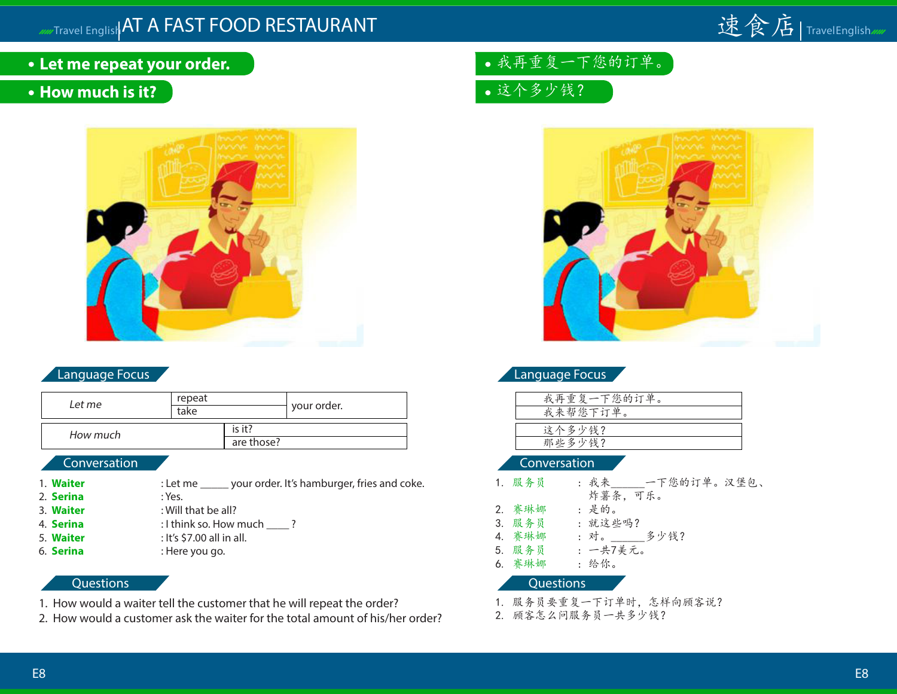# AT A FAST FOOD RESTAURANT

- **Let me repeat your order.**
- **How much is it?**

## Language Focus

| *Let me* | repeat | your order. |
|---|---|---|
| | take | |

| *How much* | is it? |
|---|---|
| | are those? |

## Conversation

1. **Waiter** : Let me _____ your order. It's hamburger, fries and coke.
2. **Serina** : Yes.
3. **Waiter** : Will that be all?
4. **Serina** : I think so. How much ____ ?
5. **Waiter** : It's $7.00 all in all.
6. **Serina** : Here you go.

## Questions

1. How would a waiter tell the customer that he will repeat the order?
2. How would a customer ask the waiter for the total amount of his/her order?

# 速食店

- 我再重复一下您的订单。
- 这个多少钱？

## Language Focus

| 我再重复一下您的订单。 |
|---|
| 我来帮您下订单。 |

| 这个多少钱？ |
|---|
| 那些多少钱？ |

## Conversation

1. 服务员 ： 我来______一下您的订单。汉堡包、炸薯条，可乐。
2. 赛琳娜 ： 是的。
3. 服务员 ： 就这些吗？
4. 赛琳娜 ： 对。______多少钱？
5. 服务员 ： 一共7美元。
6. 赛琳娜 ： 给你。

## Questions

1. 服务员要重复一下订单时，怎样向顾客说？
2. 顾客怎么问服务员一共多少钱？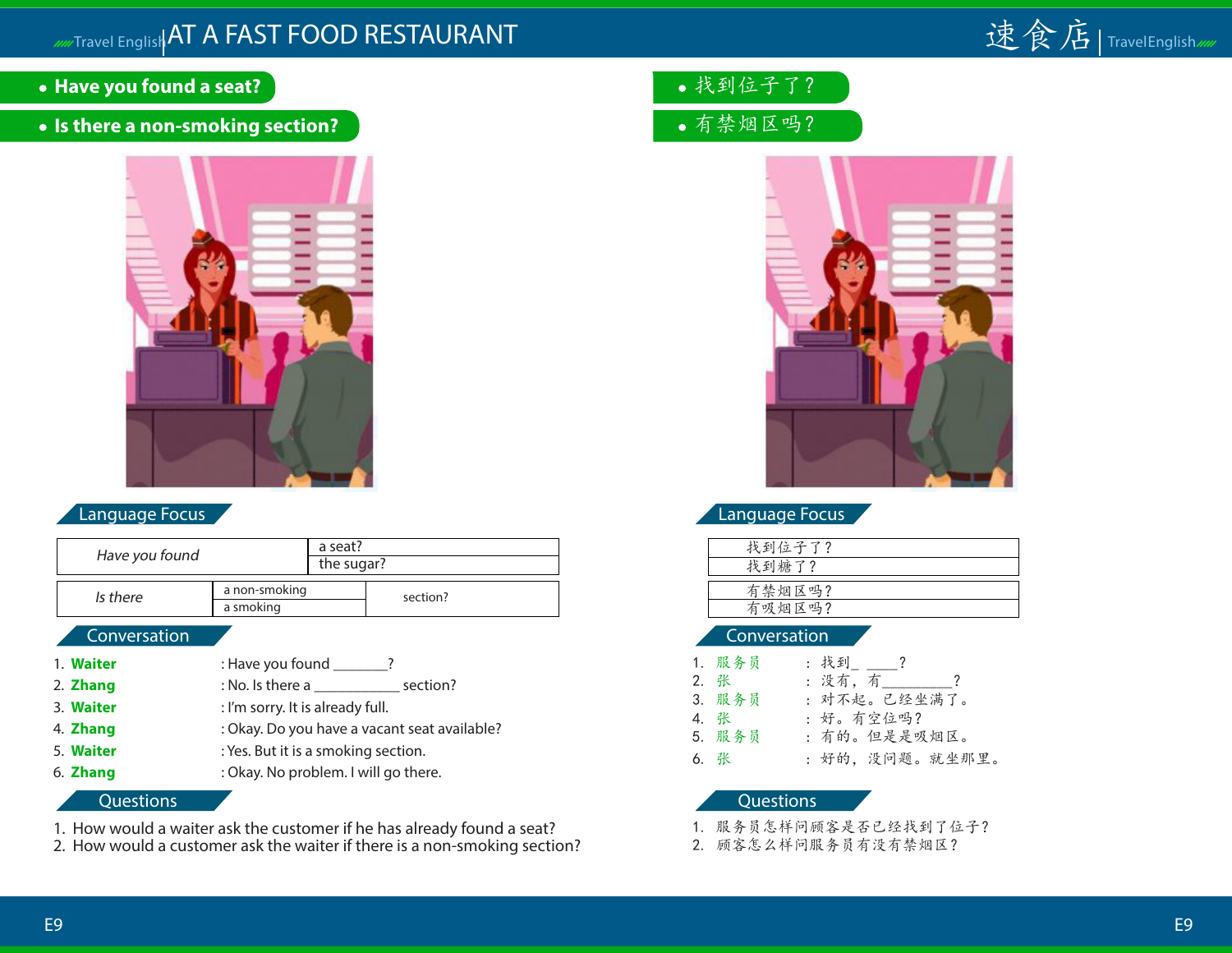# AT A FAST FOOD RESTAURANT

# 速食店

- **Have you found a seat?**
- **Is there a non-smoking section?**

## Language Focus

| *Have you found* | a seat? |
|---|---|
| | the sugar? |

| *Is there* | a non-smoking | section? |
|---|---|---|
| | a smoking | |

## Conversation

1. **Waiter** : Have you found _______?
2. **Zhang** : No. Is there a ___________ section?
3. **Waiter** : I'm sorry. It is already full.
4. **Zhang** : Okay. Do you have a vacant seat available?
5. **Waiter** : Yes. But it is a smoking section.
6. **Zhang** : Okay. No problem. I will go there.

## Questions

1. How would a waiter ask the customer if he has already found a seat?
2. How would a customer ask the waiter if there is a non-smoking section?

---

- 找到位子了？
- 有禁烟区吗？

## Language Focus

| 找到位子了？ |
|---|
| 找到糖了？ |

| 有禁烟区吗？ |
|---|
| 有吸烟区吗？ |

## Conversation

1. **服务员** ： 找到_ ____？
2. **张** ： 没有，有_________？
3. **服务员** ： 对不起。已经坐满了。
4. **张** ： 好。有空位吗？
5. **服务员** ： 有的。但是是吸烟区。
6. **张** ： 好的，没问题。就坐那里。

## Questions

1. 服务员怎样问顾客是否已经找到了位子？
2. 顾客怎么样问服务员有没有禁烟区？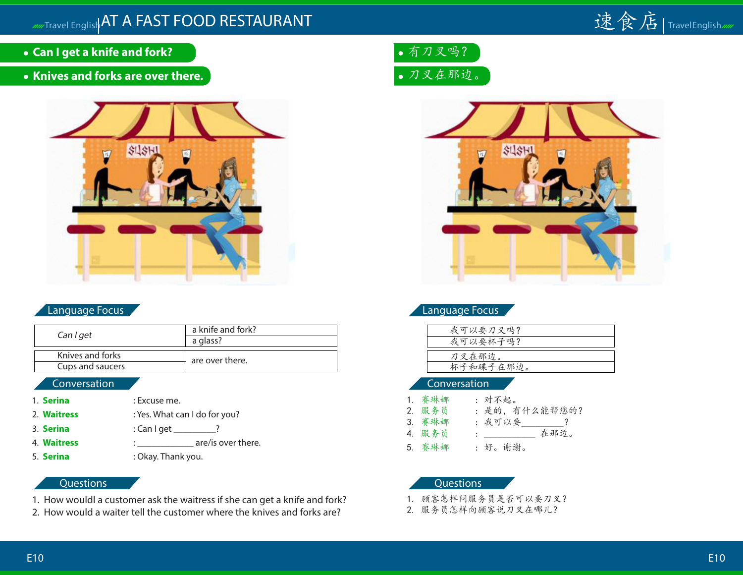# AT A FAST FOOD RESTAURANT

# 速食店

- **Can I get a knife and fork?**
- **Knives and forks are over there.**

## Language Focus

| | |
|---|---|
| *Can I get* | a knife and fork? |
| | a glass? |
| Knives and forks | are over there. |
| Cups and saucers | |

## Conversation

1. **Serina** : Excuse me.
2. **Waitress** : Yes. What can I do for you?
3. **Serina** : Can I get _________?
4. **Waitress** : ____________ are/is over there.
5. **Serina** : Okay. Thank you.

## Questions

1. How wouldl a customer ask the waitress if she can get a knife and fork?
2. How would a waiter tell the customer where the knives and forks are?

- 有刀叉吗？
- 刀叉在那边。

## Language Focus

| |
|---|
| 我可以要刀叉吗？ |
| 我可以要杯子吗？ |
| 刀叉在那边。 |
| 杯子和碟子在那边。 |

## Conversation

1. 赛琳娜 ： 对不起。
2. 服务员 ： 是的，有什么能帮您的？
3. 赛琳娜 ： 我可以要_________？
4. 服务员 ： ___________ 在那边。
5. 赛琳娜 ： 好。谢谢。

## Questions

1. 顾客怎样问服务员是否可以要刀叉？
2. 服务员怎样向顾客说刀叉在哪儿？